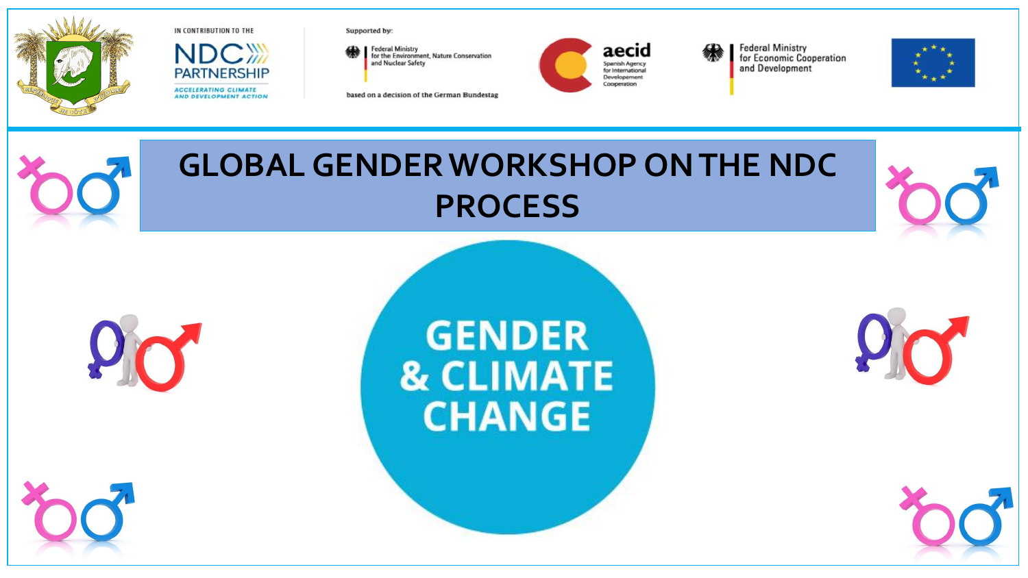IN CONTRIBUTION TO THE

NDC PARTNERSHIP

ACCELERATING CLIMATE AND DEVELOPMENT ACTION

Supported by:

Federal Ministry for the Environment, Nature Conservation and Nuclear Safety

based on a decision of the German Bundestag

aecid

Spanish Agency for International Developement Cooperation

Federal Ministry for Economic Cooperation and Development

# GLOBAL GENDER WORKSHOP ON THE NDC PROCESS

GENDER & CLIMATE CHANGE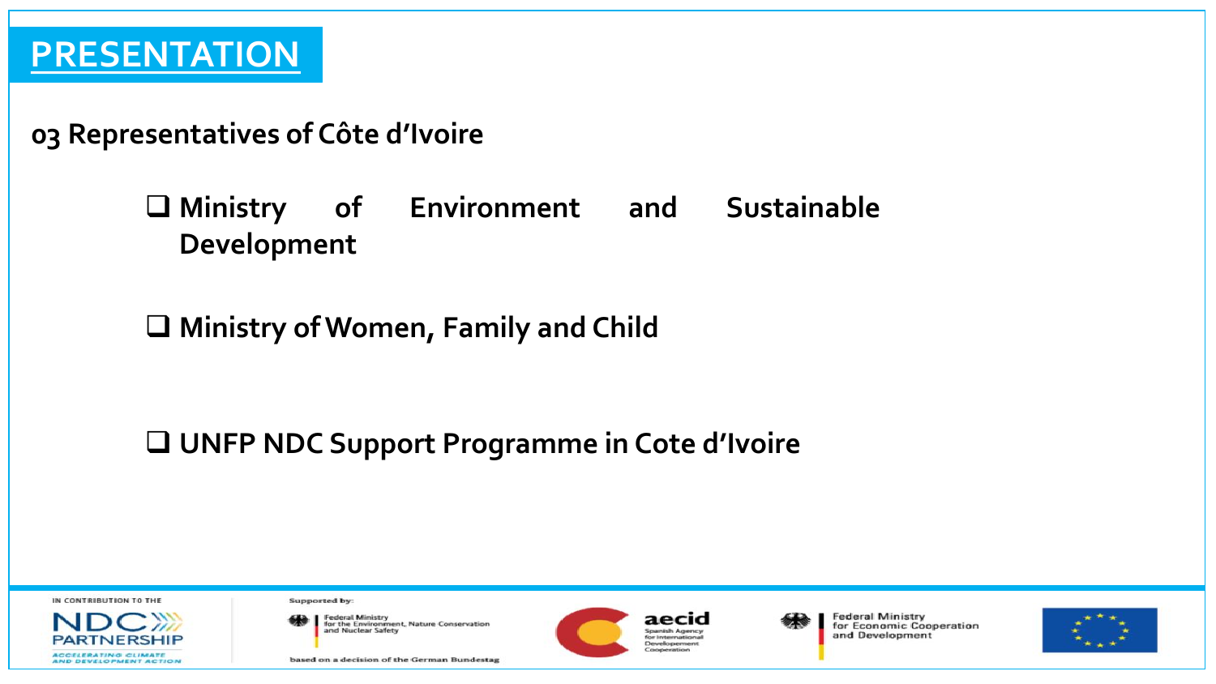# PRESENTATION

**03 Representatives of Côte d'Ivoire**

- **Ministry of Environment and Sustainable Development**
- **Ministry of Women, Family and Child**
- **UNFP NDC Support Programme in Cote d'Ivoire**

IN CONTRIBUTION TO THE NDC PARTNERSHIP — ACCELERATING CLIMATE AND DEVELOPMENT ACTION

Supported by: Federal Ministry for the Environment, Nature Conservation and Nuclear Safety — based on a decision of the German Bundestag

aecid — Spanish Agency for International Development Cooperation

Federal Ministry for Economic Cooperation and Development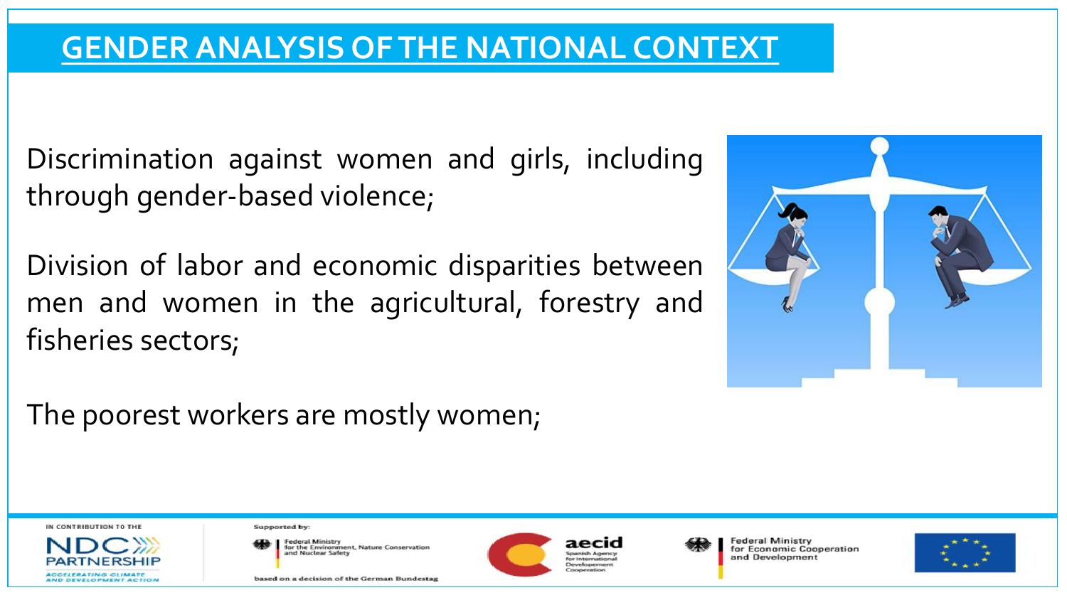# GENDER ANALYSIS OF THE NATIONAL CONTEXT

Discrimination against women and girls, including through gender-based violence;

Division of labor and economic disparities between men and women in the agricultural, forestry and fisheries sectors;

The poorest workers are mostly women;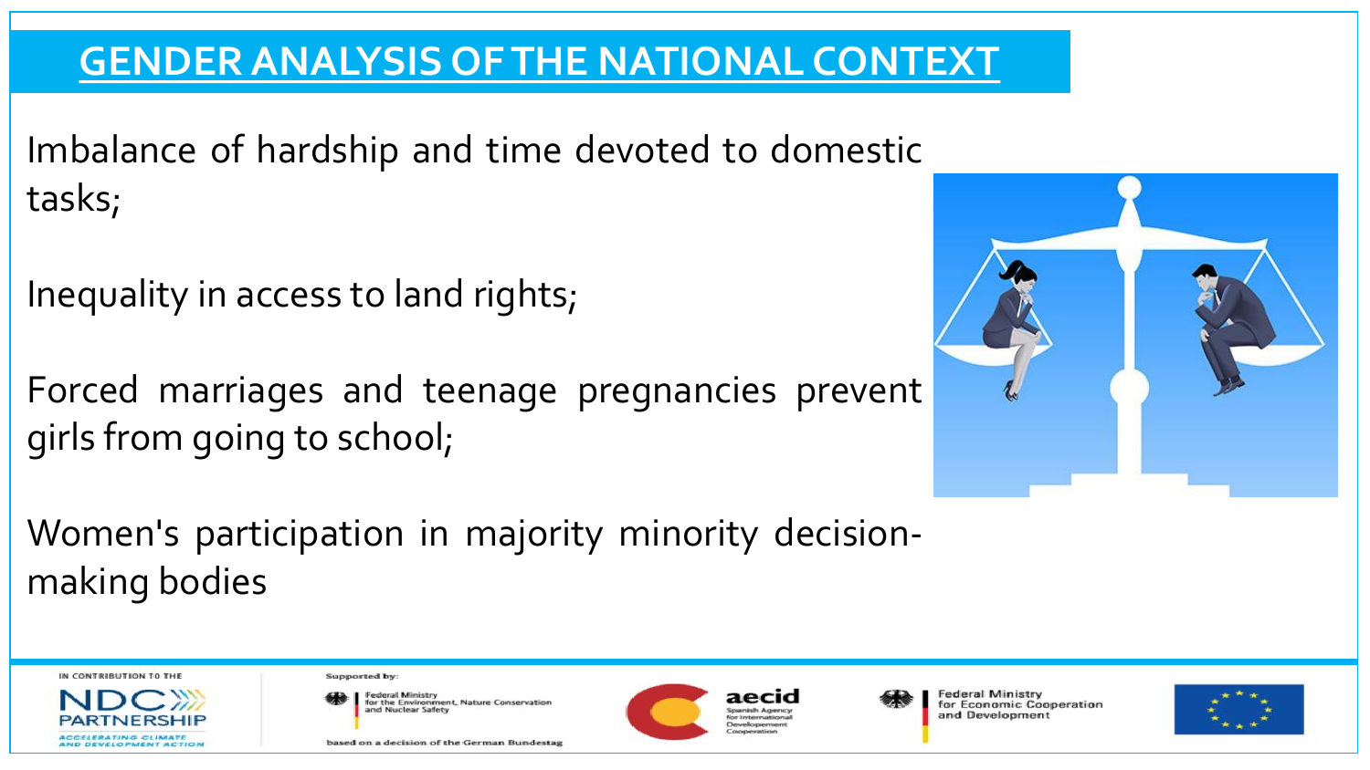# GENDER ANALYSIS OF THE NATIONAL CONTEXT

Imbalance of hardship and time devoted to domestic tasks;

Inequality in access to land rights;

Forced marriages and teenage pregnancies prevent girls from going to school;

Women's participation in majority minority decision-making bodies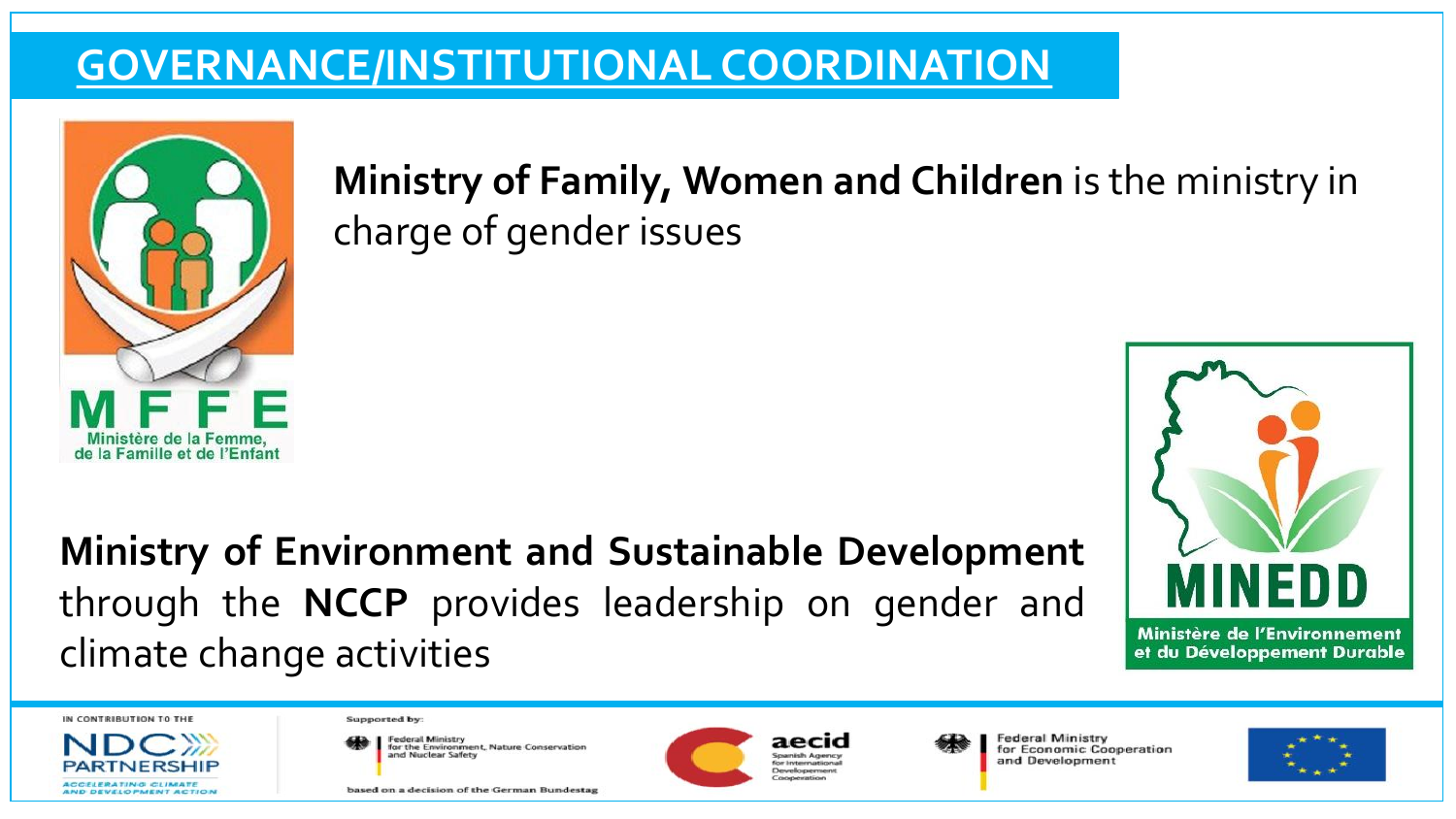# GOVERNANCE/INSTITUTIONAL COORDINATION

**Ministry of Family, Women and Children** is the ministry in charge of gender issues

MFFE
Ministère de la Femme, de la Famille et de l'Enfant

**Ministry of Environment and Sustainable Development** through the **NCCP** provides leadership on gender and climate change activities

MINEDD
Ministère de l'Environnement et du Développement Durable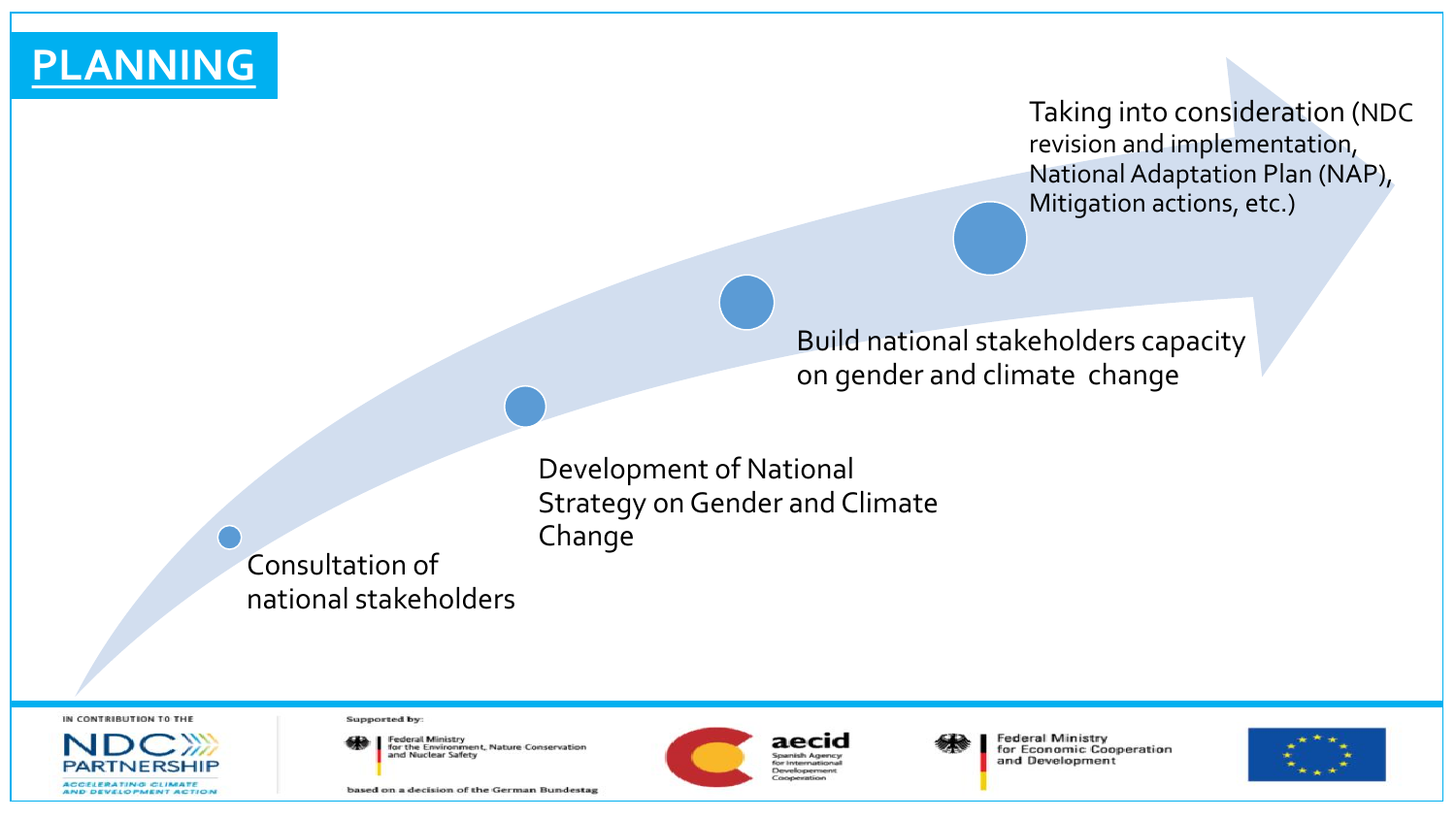# PLANNING

- Consultation of national stakeholders
- Development of National Strategy on Gender and Climate Change
- Build national stakeholders capacity on gender and climate change
- Taking into consideration (NDC revision and implementation, National Adaptation Plan (NAP), Mitigation actions, etc.)

IN CONTRIBUTION TO THE NDC PARTNERSHIP — ACCELERATING CLIMATE AND DEVELOPMENT ACTION

Supported by: Federal Ministry for the Environment, Nature Conservation and Nuclear Safety — based on a decision of the German Bundestag

aecid — Spanish Agency for International Development Cooperation

Federal Ministry for Economic Cooperation and Development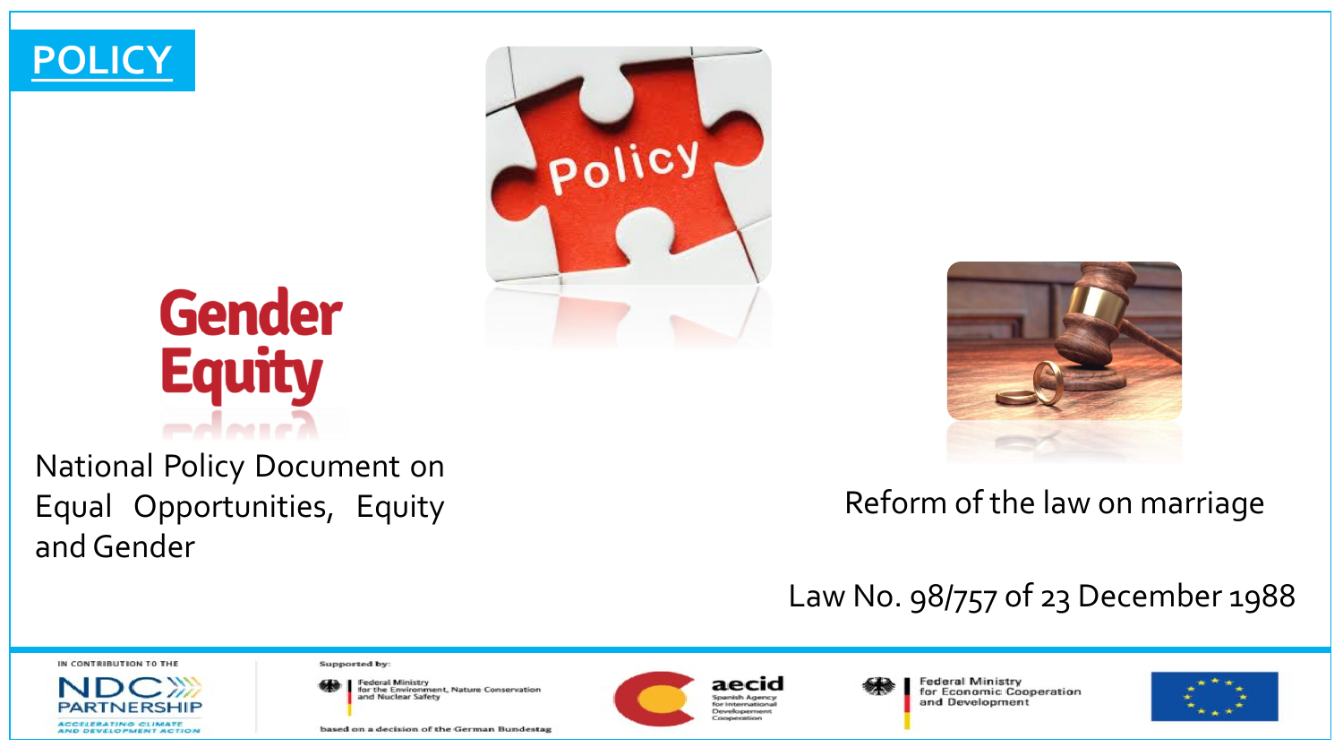# POLICY

Gender Equity

National Policy Document on Equal Opportunities, Equity and Gender

Reform of the law on marriage

Law No. 98/757 of 23 December 1988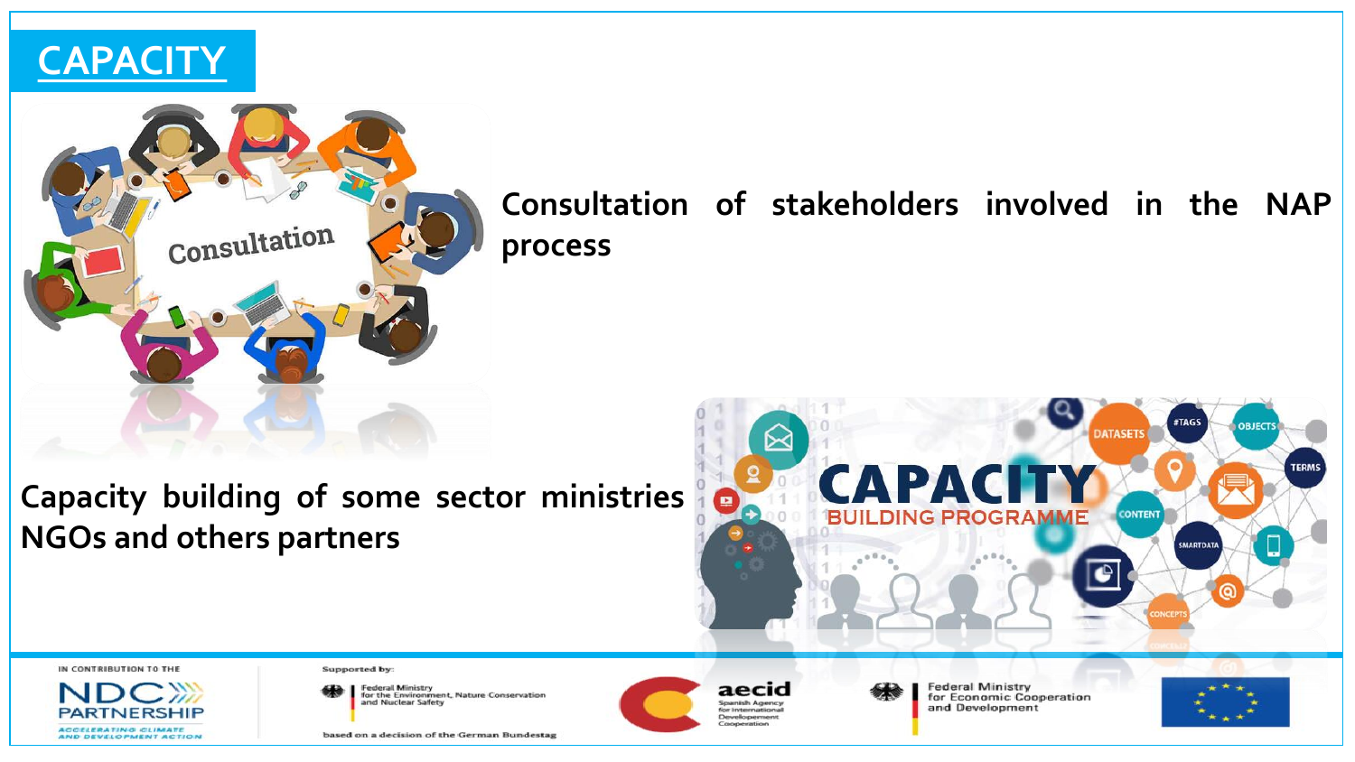# CAPACITY

Consultation of stakeholders involved in the NAP process

Capacity building of some sector ministries NGOs and others partners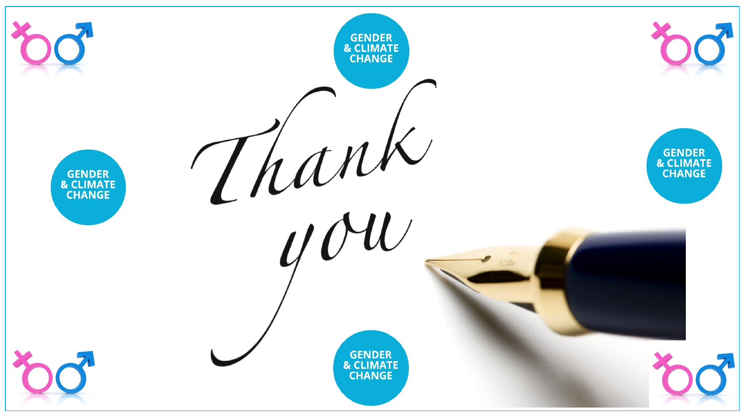GENDER & CLIMATE CHANGE

# Thank you

GENDER & CLIMATE CHANGE

GENDER & CLIMATE CHANGE

GENDER & CLIMATE CHANGE